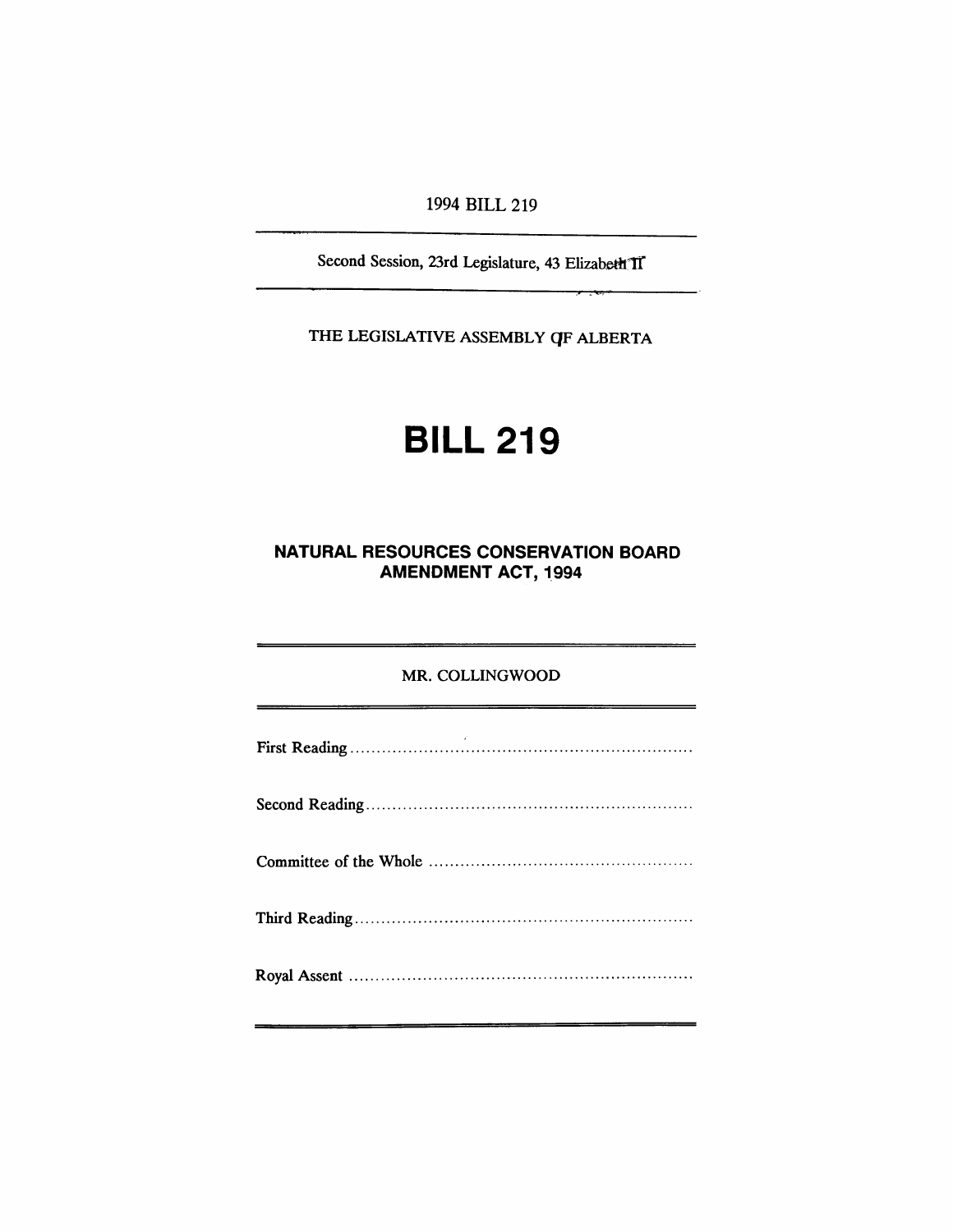1994 BILL 219

---

Second Session, 23rd Legislature, 43 Elizabeth II

---

THE LEGISLATIVE ASSEMBLY OF ALBERTA

# BILL 219

## NATURAL RESOURCES CONSERVATION BOARD AMENDMENT ACT, 1994

---

MR. COLLINGWOOD

---

First Reading ..................................................................

Second Reading ..................................................................

Committee of the Whole ..................................................................

Third Reading ..................................................................

Royal Assent ..................................................................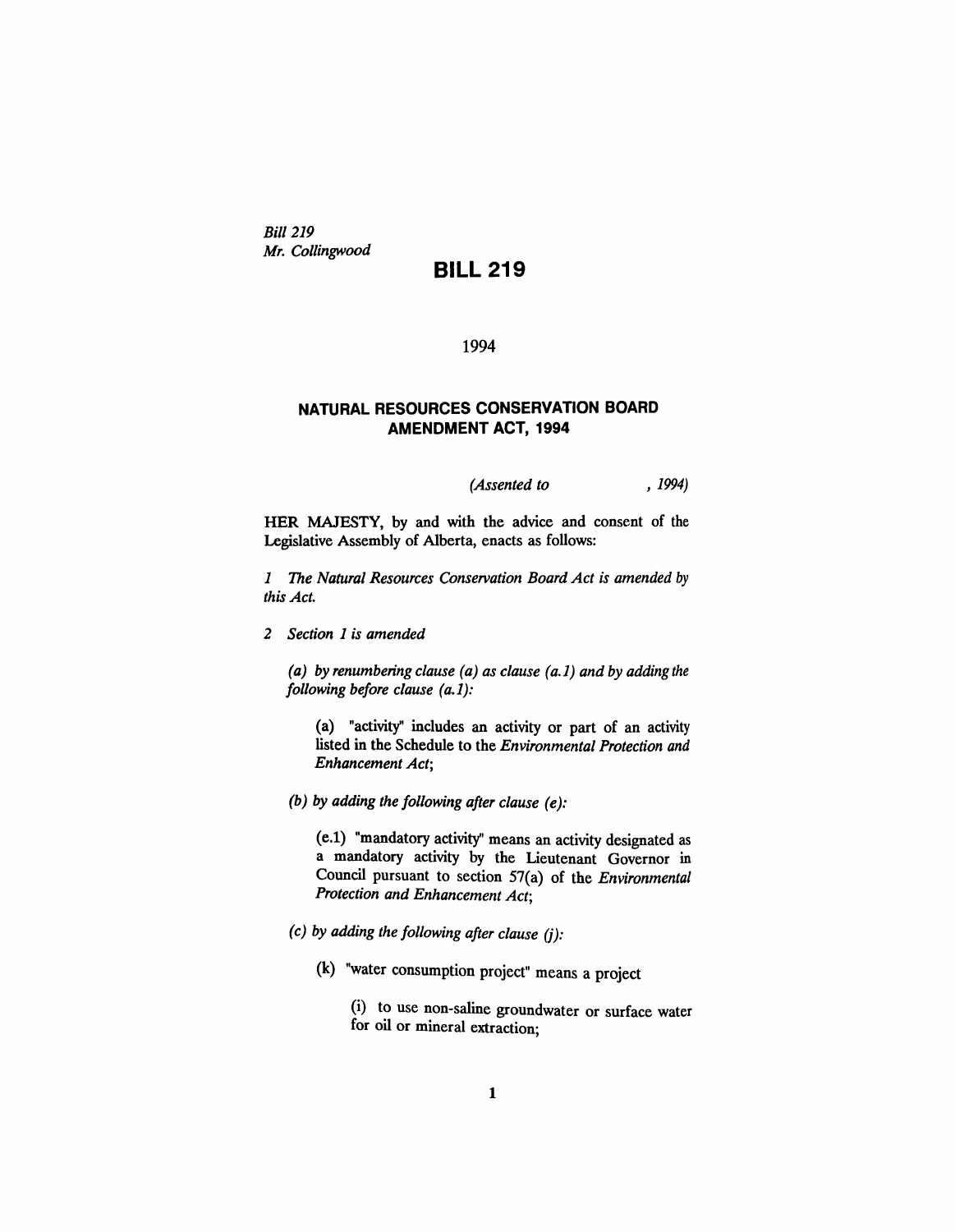*Bill 219*
*Mr. Collingwood*

# BILL 219

1994

## NATURAL RESOURCES CONSERVATION BOARD AMENDMENT ACT, 1994

*(Assented to , 1994)*

HER MAJESTY, by and with the advice and consent of the Legislative Assembly of Alberta, enacts as follows:

*1 The Natural Resources Conservation Board Act is amended by this Act.*

*2 Section 1 is amended*

*(a) by renumbering clause (a) as clause (a.1) and by adding the following before clause (a.1):*

(a) "activity" includes an activity or part of an activity listed in the Schedule to the *Environmental Protection and Enhancement Act*;

*(b) by adding the following after clause (e):*

(e.1) "mandatory activity" means an activity designated as a mandatory activity by the Lieutenant Governor in Council pursuant to section 57(a) of the *Environmental Protection and Enhancement Act*;

*(c) by adding the following after clause (j):*

(k) "water consumption project" means a project

(i) to use non-saline groundwater or surface water for oil or mineral extraction;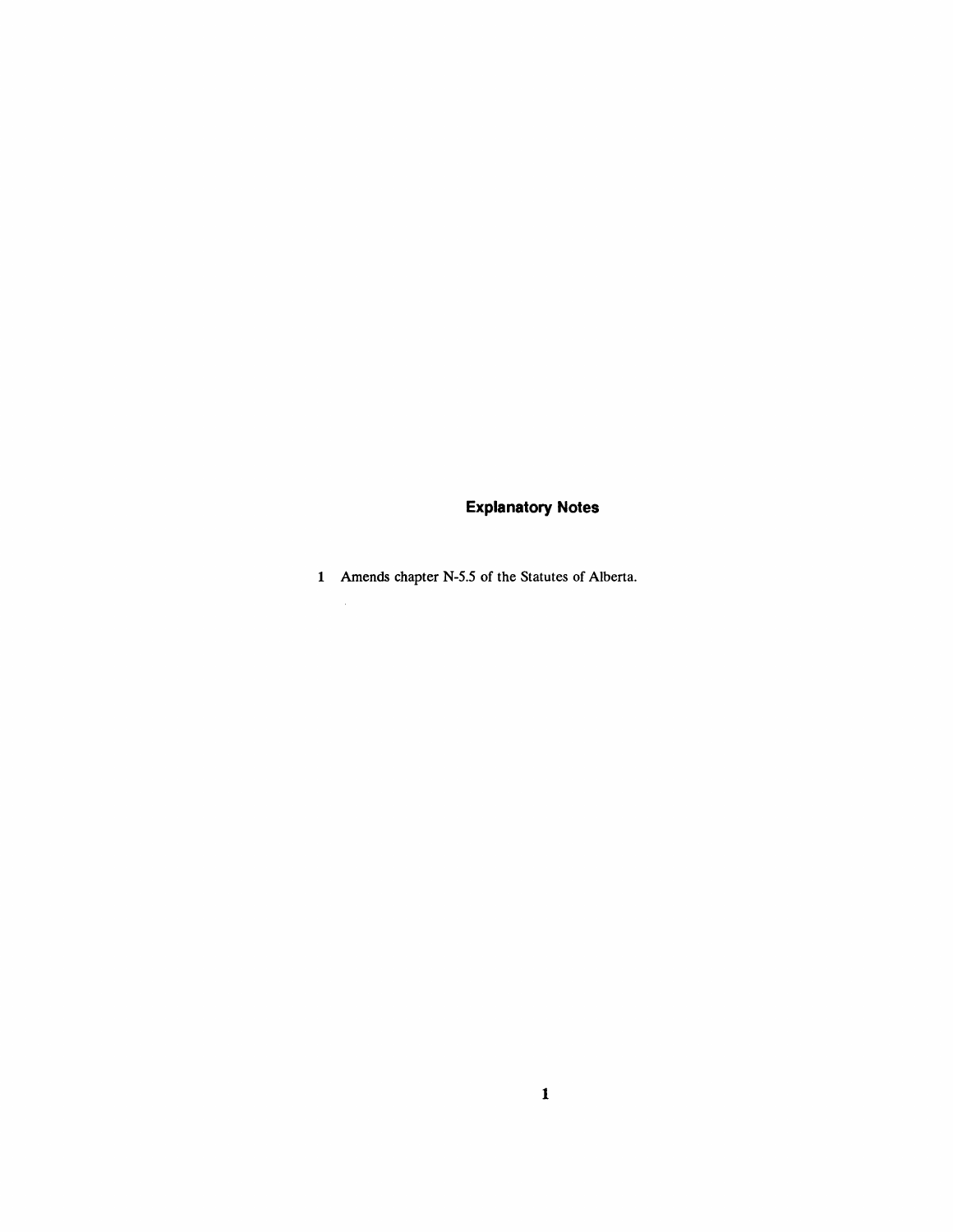## Explanatory Notes

1 Amends chapter N-5.5 of the Statutes of Alberta.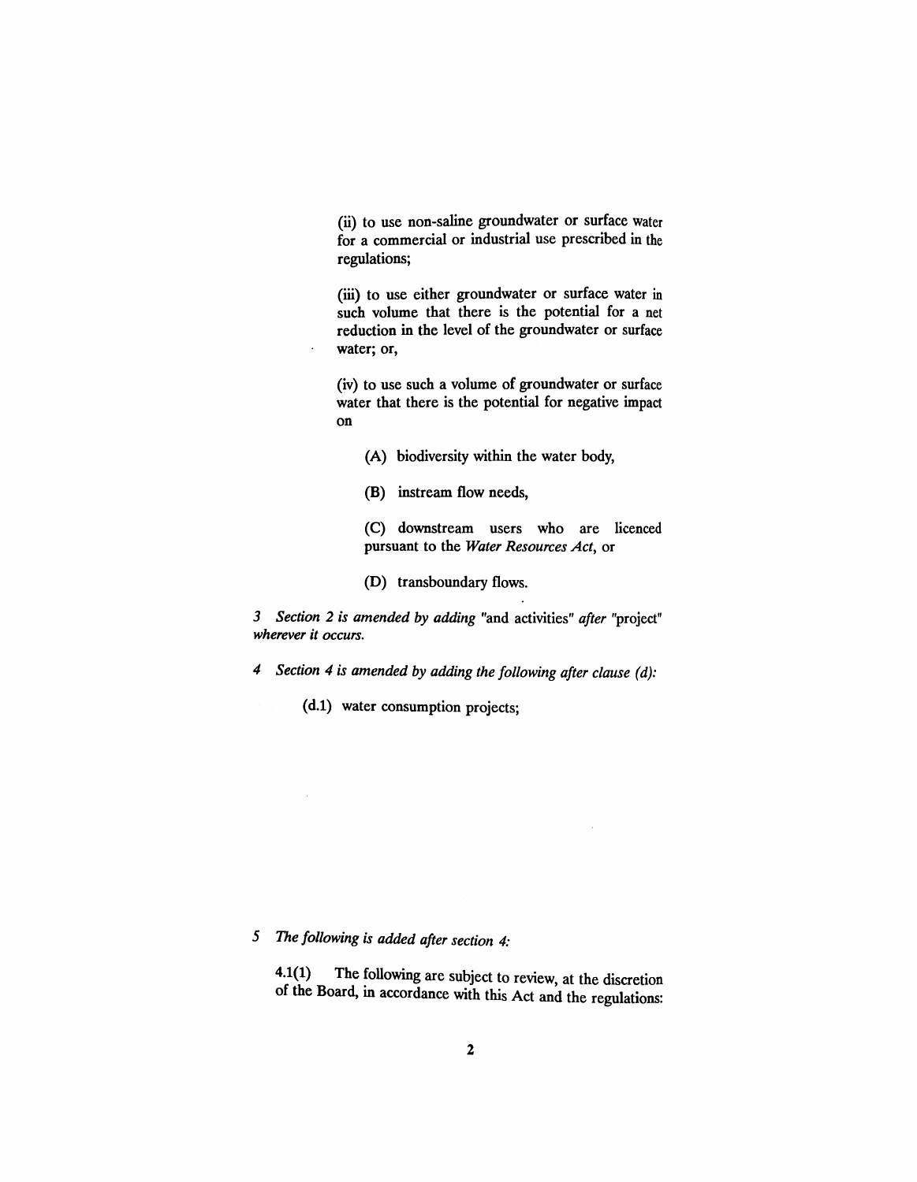(ii) to use non-saline groundwater or surface water for a commercial or industrial use prescribed in the regulations;

(iii) to use either groundwater or surface water in such volume that there is the potential for a net reduction in the level of the groundwater or surface water; or,

(iv) to use such a volume of groundwater or surface water that there is the potential for negative impact on

(A) biodiversity within the water body,

(B) instream flow needs,

(C) downstream users who are licenced pursuant to the *Water Resources Act*, or

(D) transboundary flows.

*3 Section 2 is amended by adding* "and activities" *after* "project" *wherever it occurs.*

*4 Section 4 is amended by adding the following after clause (d):*

(d.1) water consumption projects;

*5 The following is added after section 4:*

4.1(1) The following are subject to review, at the discretion of the Board, in accordance with this Act and the regulations: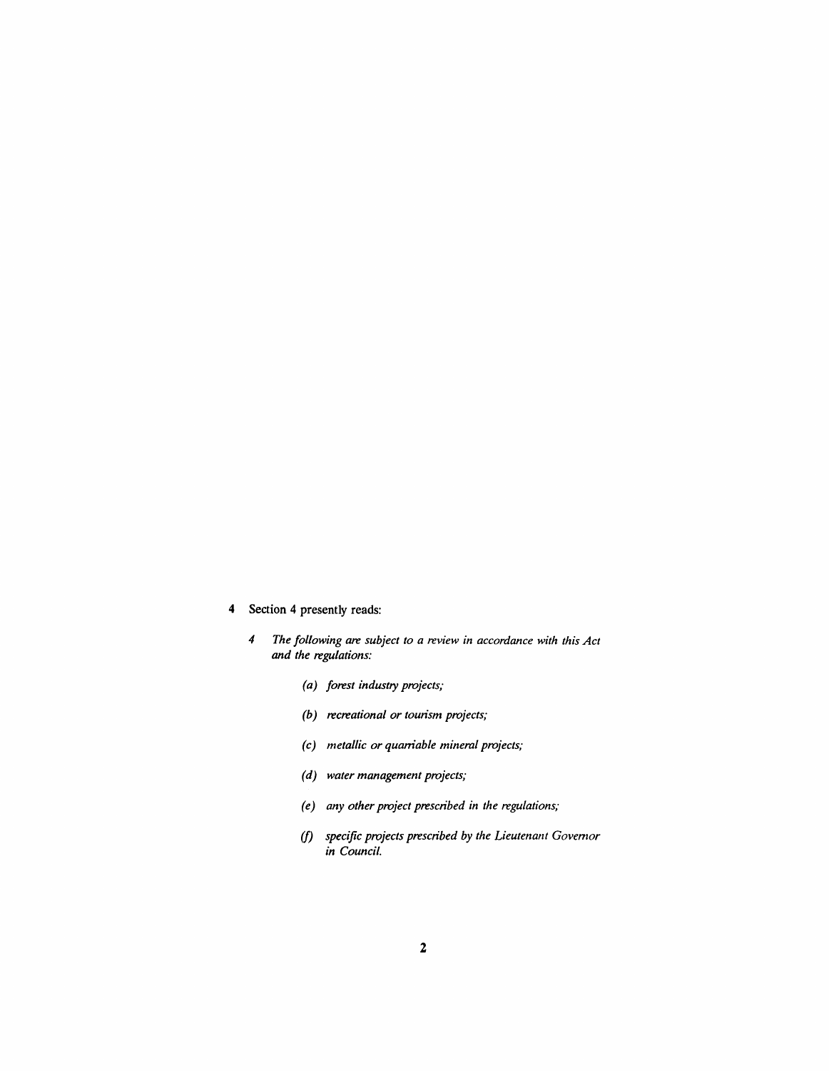**4** Section 4 presently reads:

*4 The following are subject to a review in accordance with this Act and the regulations:*

*(a) forest industry projects;*

*(b) recreational or tourism projects;*

*(c) metallic or quarriable mineral projects;*

*(d) water management projects;*

*(e) any other project prescribed in the regulations;*

*(f) specific projects prescribed by the Lieutenant Governor in Council.*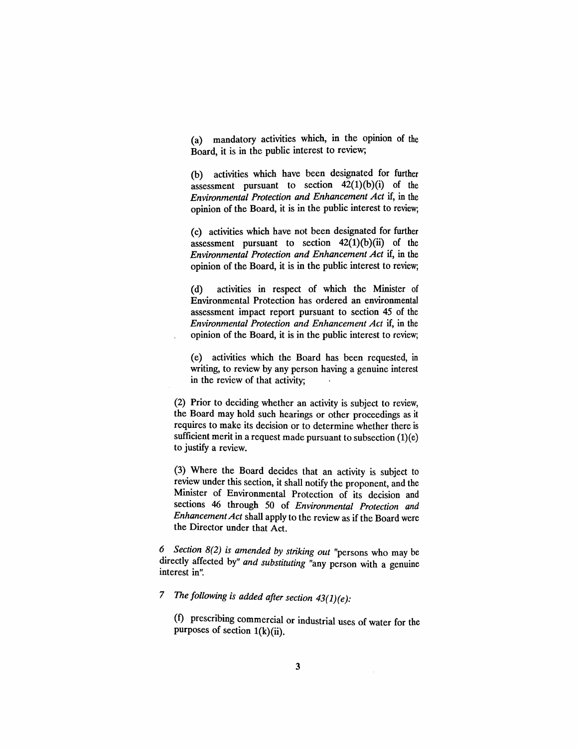(a) mandatory activities which, in the opinion of the Board, it is in the public interest to review;

(b) activities which have been designated for further assessment pursuant to section 42(1)(b)(i) of the *Environmental Protection and Enhancement Act* if, in the opinion of the Board, it is in the public interest to review;

(c) activities which have not been designated for further assessment pursuant to section 42(1)(b)(ii) of the *Environmental Protection and Enhancement Act* if, in the opinion of the Board, it is in the public interest to review;

(d) activities in respect of which the Minister of Environmental Protection has ordered an environmental assessment impact report pursuant to section 45 of the *Environmental Protection and Enhancement Act* if, in the opinion of the Board, it is in the public interest to review;

(e) activities which the Board has been requested, in writing, to review by any person having a genuine interest in the review of that activity;

(2) Prior to deciding whether an activity is subject to review, the Board may hold such hearings or other proceedings as it requires to make its decision or to determine whether there is sufficient merit in a request made pursuant to subsection (1)(e) to justify a review.

(3) Where the Board decides that an activity is subject to review under this section, it shall notify the proponent, and the Minister of Environmental Protection of its decision and sections 46 through 50 of *Environmental Protection and Enhancement Act* shall apply to the review as if the Board were the Director under that Act.

6 *Section 8(2) is amended by striking out* "persons who may be directly affected by" *and substituting* "any person with a genuine interest in".

7 *The following is added after section 43(1)(e):*

(f) prescribing commercial or industrial uses of water for the purposes of section 1(k)(ii).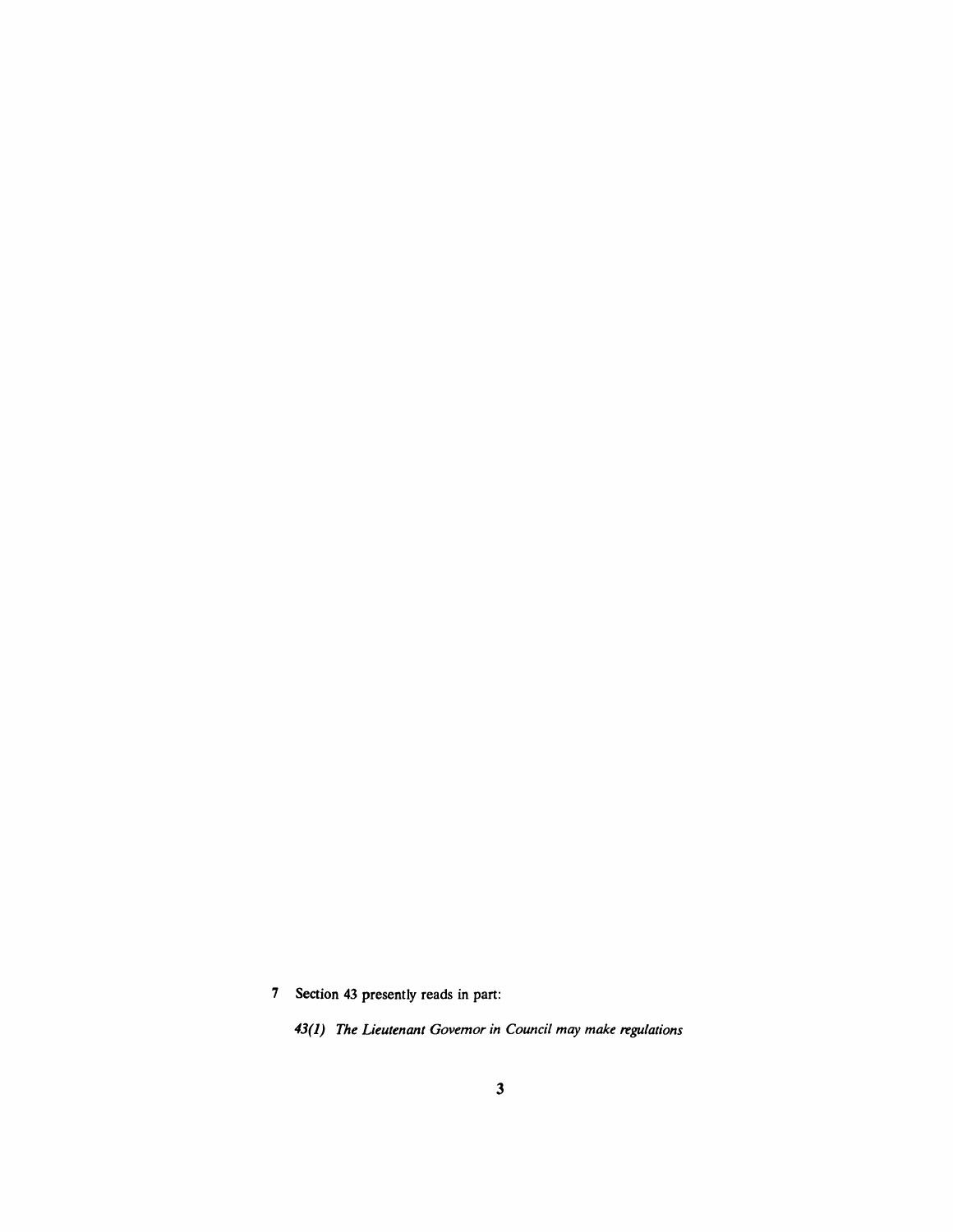7 Section 43 presently reads in part:

*43(1) The Lieutenant Governor in Council may make regulations*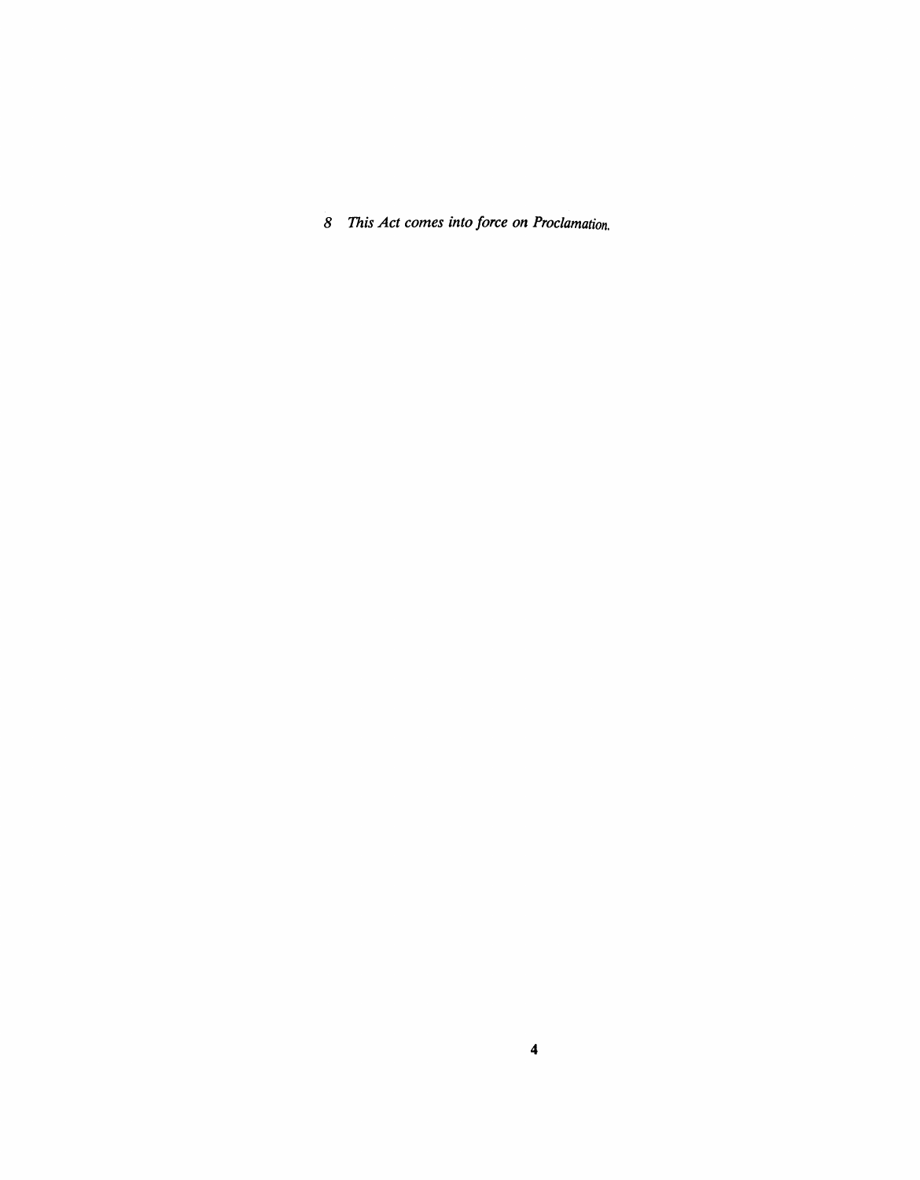*8 This Act comes into force on Proclamation.*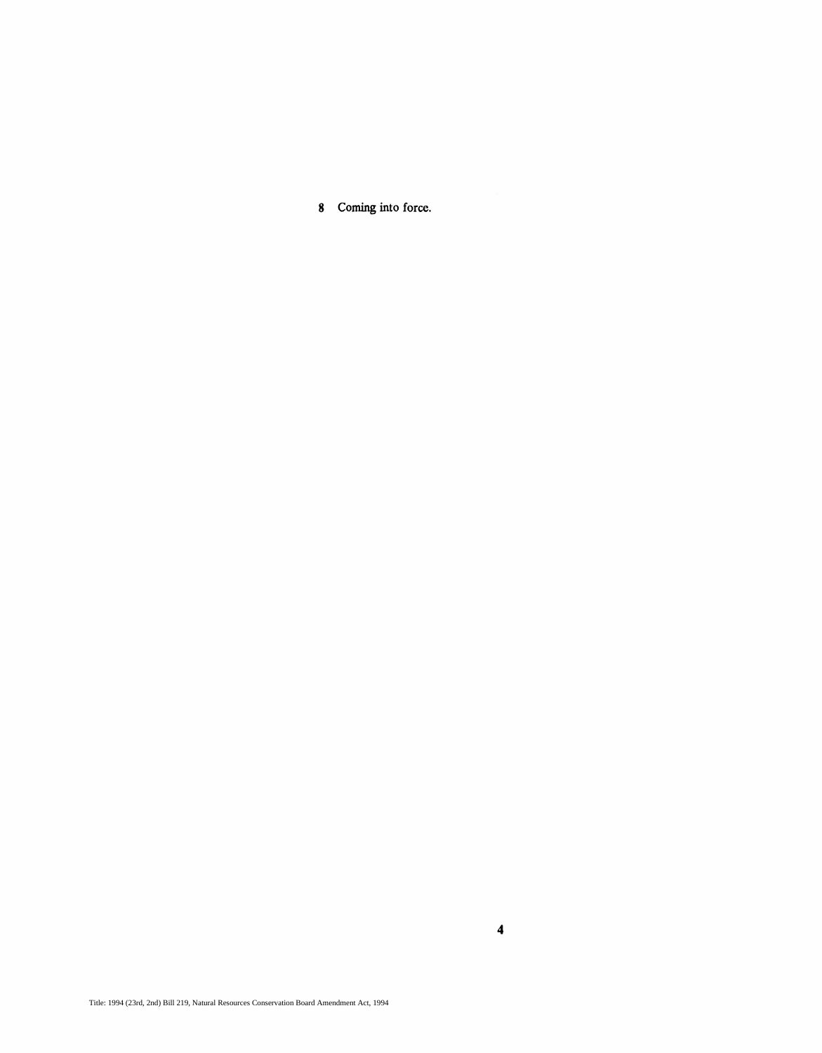8 Coming into force.